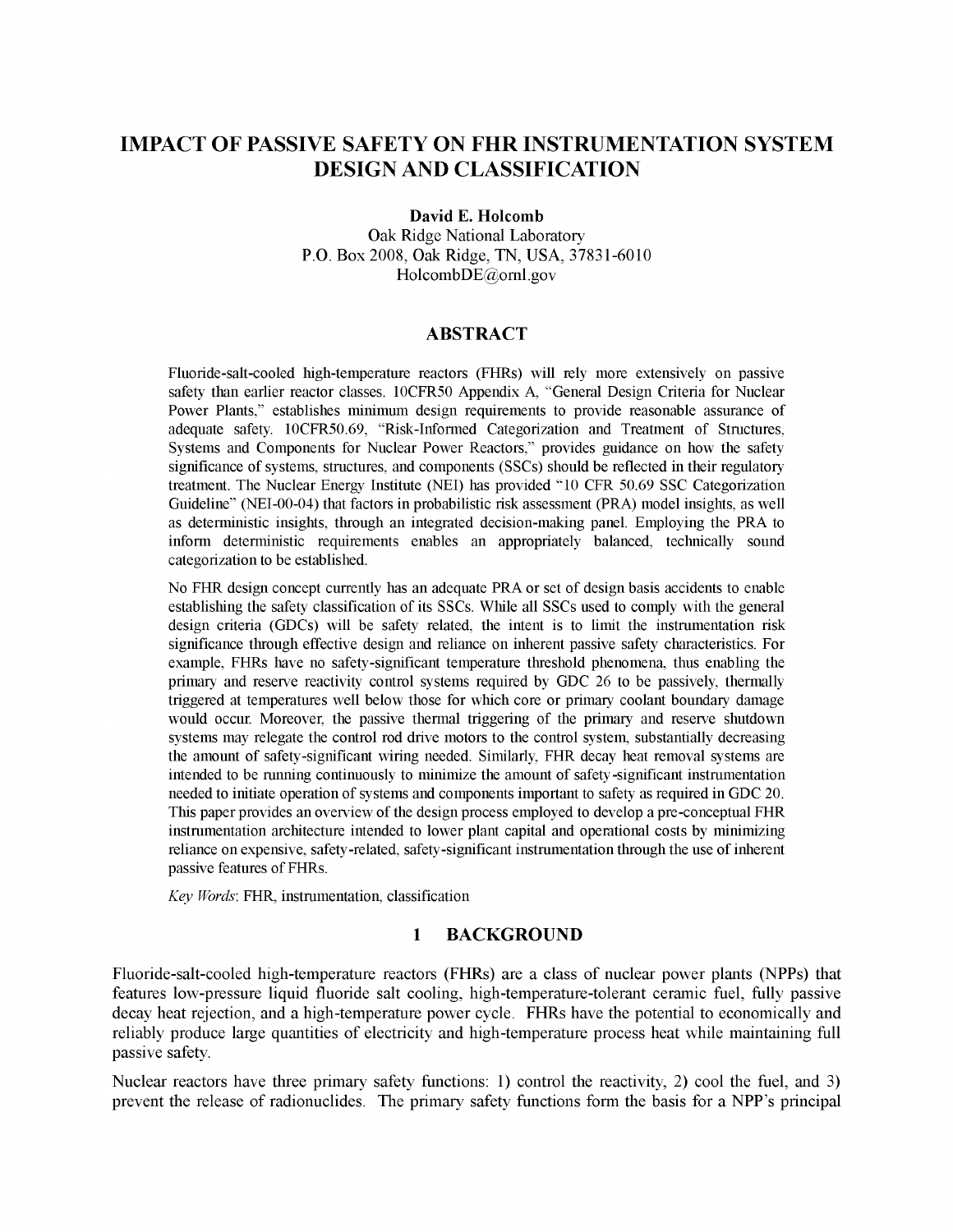# IMPACT OF PASSIVE SAFETY ON FHR INSTRUMENTATION SYSTEM DESIGN AND CLASSIFICATION

**David E. Holcomb**

Oak Ridge National Laboratory
P.O. Box 2008, Oak Ridge, TN, USA, 37831-6010
HolcombDE@ornl.gov

## ABSTRACT

Fluoride-salt-cooled high-temperature reactors (FHRs) will rely more extensively on passive safety than earlier reactor classes. 10CFR50 Appendix A, "General Design Criteria for Nuclear Power Plants," establishes minimum design requirements to provide reasonable assurance of adequate safety. 10CFR50.69, "Risk-Informed Categorization and Treatment of Structures, Systems and Components for Nuclear Power Reactors," provides guidance on how the safety significance of systems, structures, and components (SSCs) should be reflected in their regulatory treatment. The Nuclear Energy Institute (NEI) has provided "10 CFR 50.69 SSC Categorization Guideline" (NEI-00-04) that factors in probabilistic risk assessment (PRA) model insights, as well as deterministic insights, through an integrated decision-making panel. Employing the PRA to inform deterministic requirements enables an appropriately balanced, technically sound categorization to be established.

No FHR design concept currently has an adequate PRA or set of design basis accidents to enable establishing the safety classification of its SSCs. While all SSCs used to comply with the general design criteria (GDCs) will be safety related, the intent is to limit the instrumentation risk significance through effective design and reliance on inherent passive safety characteristics. For example, FHRs have no safety-significant temperature threshold phenomena, thus enabling the primary and reserve reactivity control systems required by GDC 26 to be passively, thermally triggered at temperatures well below those for which core or primary coolant boundary damage would occur. Moreover, the passive thermal triggering of the primary and reserve shutdown systems may relegate the control rod drive motors to the control system, substantially decreasing the amount of safety-significant wiring needed. Similarly, FHR decay heat removal systems are intended to be running continuously to minimize the amount of safety-significant instrumentation needed to initiate operation of systems and components important to safety as required in GDC 20. This paper provides an overview of the design process employed to develop a pre-conceptual FHR instrumentation architecture intended to lower plant capital and operational costs by minimizing reliance on expensive, safety-related, safety-significant instrumentation through the use of inherent passive features of FHRs.

*Key Words*: FHR, instrumentation, classification

## 1 BACKGROUND

Fluoride-salt-cooled high-temperature reactors (FHRs) are a class of nuclear power plants (NPPs) that features low-pressure liquid fluoride salt cooling, high-temperature-tolerant ceramic fuel, fully passive decay heat rejection, and a high-temperature power cycle. FHRs have the potential to economically and reliably produce large quantities of electricity and high-temperature process heat while maintaining full passive safety.

Nuclear reactors have three primary safety functions: 1) control the reactivity, 2) cool the fuel, and 3) prevent the release of radionuclides. The primary safety functions form the basis for a NPP's principal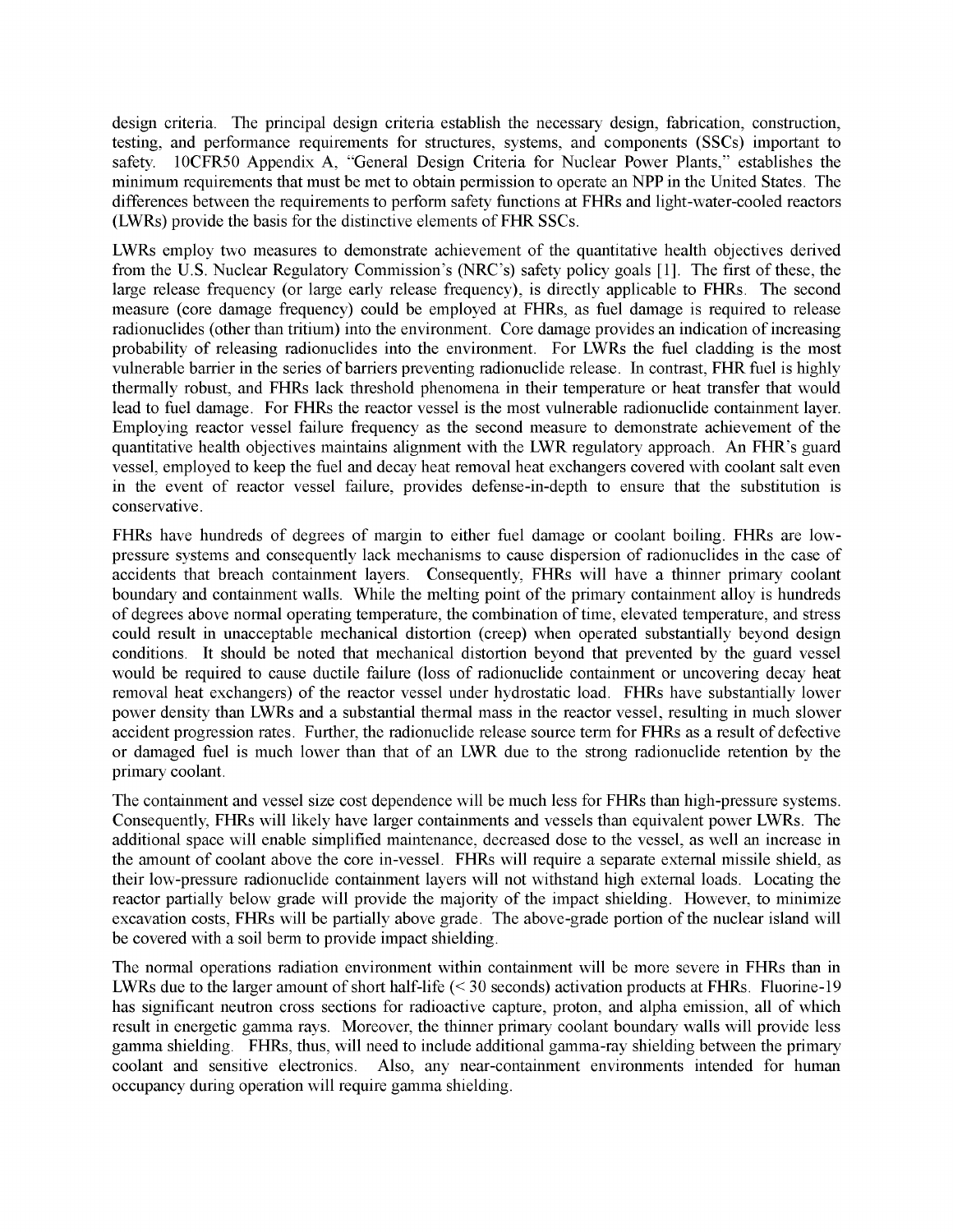design criteria. The principal design criteria establish the necessary design, fabrication, construction, testing, and performance requirements for structures, systems, and components (SSCs) important to safety. 10CFR50 Appendix A, "General Design Criteria for Nuclear Power Plants," establishes the minimum requirements that must be met to obtain permission to operate an NPP in the United States. The differences between the requirements to perform safety functions at FHRs and light-water-cooled reactors (LWRs) provide the basis for the distinctive elements of FHR SSCs.

LWRs employ two measures to demonstrate achievement of the quantitative health objectives derived from the U.S. Nuclear Regulatory Commission's (NRC's) safety policy goals [1]. The first of these, the large release frequency (or large early release frequency), is directly applicable to FHRs. The second measure (core damage frequency) could be employed at FHRs, as fuel damage is required to release radionuclides (other than tritium) into the environment. Core damage provides an indication of increasing probability of releasing radionuclides into the environment. For LWRs the fuel cladding is the most vulnerable barrier in the series of barriers preventing radionuclide release. In contrast, FHR fuel is highly thermally robust, and FHRs lack threshold phenomena in their temperature or heat transfer that would lead to fuel damage. For FHRs the reactor vessel is the most vulnerable radionuclide containment layer. Employing reactor vessel failure frequency as the second measure to demonstrate achievement of the quantitative health objectives maintains alignment with the LWR regulatory approach. An FHR's guard vessel, employed to keep the fuel and decay heat removal heat exchangers covered with coolant salt even in the event of reactor vessel failure, provides defense-in-depth to ensure that the substitution is conservative.

FHRs have hundreds of degrees of margin to either fuel damage or coolant boiling. FHRs are low-pressure systems and consequently lack mechanisms to cause dispersion of radionuclides in the case of accidents that breach containment layers. Consequently, FHRs will have a thinner primary coolant boundary and containment walls. While the melting point of the primary containment alloy is hundreds of degrees above normal operating temperature, the combination of time, elevated temperature, and stress could result in unacceptable mechanical distortion (creep) when operated substantially beyond design conditions. It should be noted that mechanical distortion beyond that prevented by the guard vessel would be required to cause ductile failure (loss of radionuclide containment or uncovering decay heat removal heat exchangers) of the reactor vessel under hydrostatic load. FHRs have substantially lower power density than LWRs and a substantial thermal mass in the reactor vessel, resulting in much slower accident progression rates. Further, the radionuclide release source term for FHRs as a result of defective or damaged fuel is much lower than that of an LWR due to the strong radionuclide retention by the primary coolant.

The containment and vessel size cost dependence will be much less for FHRs than high-pressure systems. Consequently, FHRs will likely have larger containments and vessels than equivalent power LWRs. The additional space will enable simplified maintenance, decreased dose to the vessel, as well an increase in the amount of coolant above the core in-vessel. FHRs will require a separate external missile shield, as their low-pressure radionuclide containment layers will not withstand high external loads. Locating the reactor partially below grade will provide the majority of the impact shielding. However, to minimize excavation costs, FHRs will be partially above grade. The above-grade portion of the nuclear island will be covered with a soil berm to provide impact shielding.

The normal operations radiation environment within containment will be more severe in FHRs than in LWRs due to the larger amount of short half-life (< 30 seconds) activation products at FHRs. Fluorine-19 has significant neutron cross sections for radioactive capture, proton, and alpha emission, all of which result in energetic gamma rays. Moreover, the thinner primary coolant boundary walls will provide less gamma shielding. FHRs, thus, will need to include additional gamma-ray shielding between the primary coolant and sensitive electronics. Also, any near-containment environments intended for human occupancy during operation will require gamma shielding.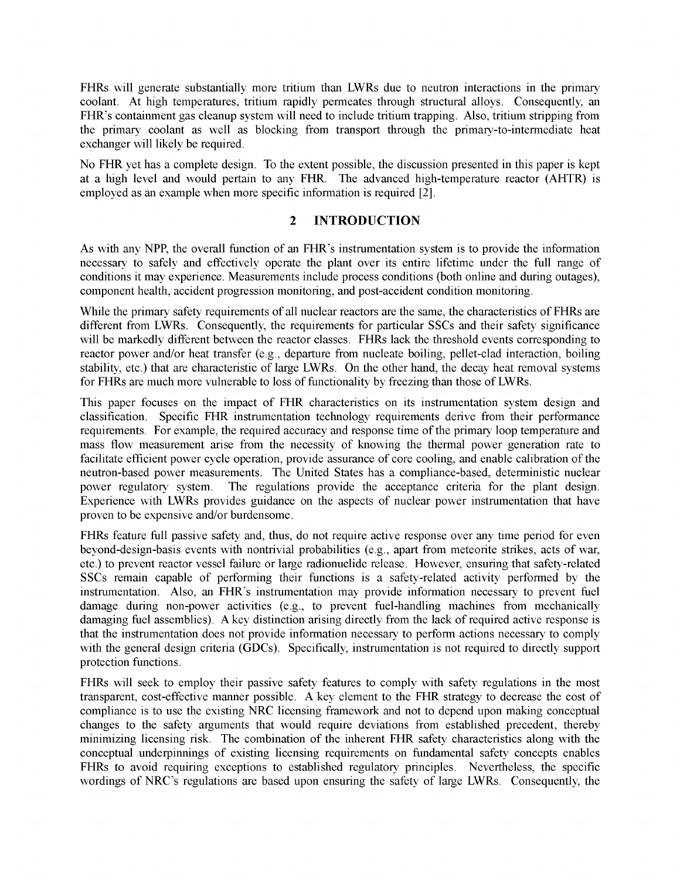FHRs will generate substantially more tritium than LWRs due to neutron interactions in the primary coolant. At high temperatures, tritium rapidly permeates through structural alloys. Consequently, an FHR's containment gas cleanup system will need to include tritium trapping. Also, tritium stripping from the primary coolant as well as blocking from transport through the primary-to-intermediate heat exchanger will likely be required.

No FHR yet has a complete design. To the extent possible, the discussion presented in this paper is kept at a high level and would pertain to any FHR. The advanced high-temperature reactor (AHTR) is employed as an example when more specific information is required [2].

## 2 INTRODUCTION

As with any NPP, the overall function of an FHR's instrumentation system is to provide the information necessary to safely and effectively operate the plant over its entire lifetime under the full range of conditions it may experience. Measurements include process conditions (both online and during outages), component health, accident progression monitoring, and post-accident condition monitoring.

While the primary safety requirements of all nuclear reactors are the same, the characteristics of FHRs are different from LWRs. Consequently, the requirements for particular SSCs and their safety significance will be markedly different between the reactor classes. FHRs lack the threshold events corresponding to reactor power and/or heat transfer (e.g., departure from nucleate boiling, pellet-clad interaction, boiling stability, etc.) that are characteristic of large LWRs. On the other hand, the decay heat removal systems for FHRs are much more vulnerable to loss of functionality by freezing than those of LWRs.

This paper focuses on the impact of FHR characteristics on its instrumentation system design and classification. Specific FHR instrumentation technology requirements derive from their performance requirements. For example, the required accuracy and response time of the primary loop temperature and mass flow measurement arise from the necessity of knowing the thermal power generation rate to facilitate efficient power cycle operation, provide assurance of core cooling, and enable calibration of the neutron-based power measurements. The United States has a compliance-based, deterministic nuclear power regulatory system. The regulations provide the acceptance criteria for the plant design. Experience with LWRs provides guidance on the aspects of nuclear power instrumentation that have proven to be expensive and/or burdensome.

FHRs feature full passive safety and, thus, do not require active response over any time period for even beyond-design-basis events with nontrivial probabilities (e.g., apart from meteorite strikes, acts of war, etc.) to prevent reactor vessel failure or large radionuclide release. However, ensuring that safety-related SSCs remain capable of performing their functions is a safety-related activity performed by the instrumentation. Also, an FHR's instrumentation may provide information necessary to prevent fuel damage during non-power activities (e.g., to prevent fuel-handling machines from mechanically damaging fuel assemblies). A key distinction arising directly from the lack of required active response is that the instrumentation does not provide information necessary to perform actions necessary to comply with the general design criteria (GDCs). Specifically, instrumentation is not required to directly support protection functions.

FHRs will seek to employ their passive safety features to comply with safety regulations in the most transparent, cost-effective manner possible. A key element to the FHR strategy to decrease the cost of compliance is to use the existing NRC licensing framework and not to depend upon making conceptual changes to the safety arguments that would require deviations from established precedent, thereby minimizing licensing risk. The combination of the inherent FHR safety characteristics along with the conceptual underpinnings of existing licensing requirements on fundamental safety concepts enables FHRs to avoid requiring exceptions to established regulatory principles. Nevertheless, the specific wordings of NRC's regulations are based upon ensuring the safety of large LWRs. Consequently, the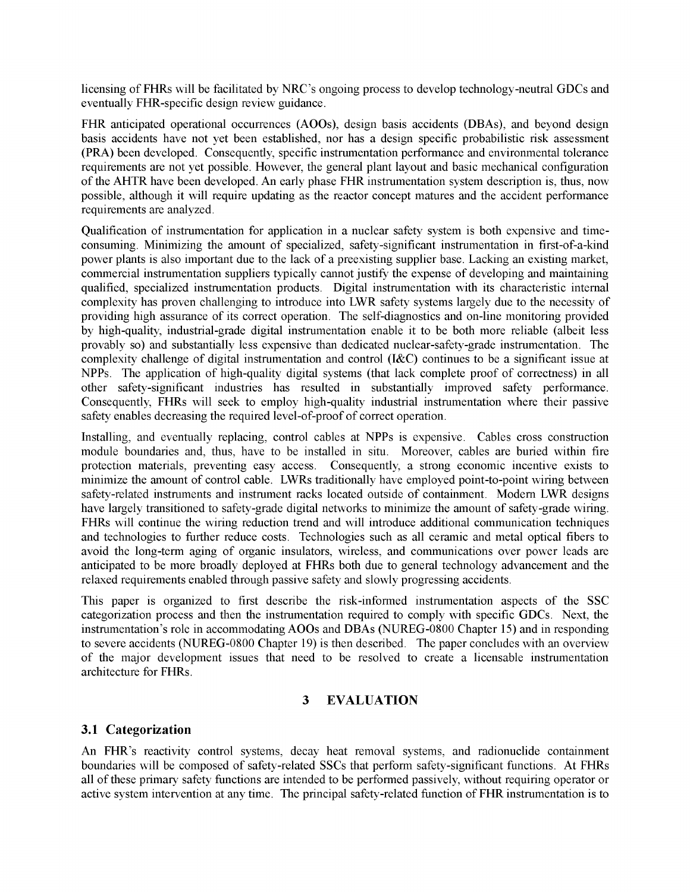licensing of FHRs will be facilitated by NRC's ongoing process to develop technology-neutral GDCs and eventually FHR-specific design review guidance.

FHR anticipated operational occurrences (AOOs), design basis accidents (DBAs), and beyond design basis accidents have not yet been established, nor has a design specific probabilistic risk assessment (PRA) been developed. Consequently, specific instrumentation performance and environmental tolerance requirements are not yet possible. However, the general plant layout and basic mechanical configuration of the AHTR have been developed. An early phase FHR instrumentation system description is, thus, now possible, although it will require updating as the reactor concept matures and the accident performance requirements are analyzed.

Qualification of instrumentation for application in a nuclear safety system is both expensive and time-consuming. Minimizing the amount of specialized, safety-significant instrumentation in first-of-a-kind power plants is also important due to the lack of a preexisting supplier base. Lacking an existing market, commercial instrumentation suppliers typically cannot justify the expense of developing and maintaining qualified, specialized instrumentation products. Digital instrumentation with its characteristic internal complexity has proven challenging to introduce into LWR safety systems largely due to the necessity of providing high assurance of its correct operation. The self-diagnostics and on-line monitoring provided by high-quality, industrial-grade digital instrumentation enable it to be both more reliable (albeit less provably so) and substantially less expensive than dedicated nuclear-safety-grade instrumentation. The complexity challenge of digital instrumentation and control (I&C) continues to be a significant issue at NPPs. The application of high-quality digital systems (that lack complete proof of correctness) in all other safety-significant industries has resulted in substantially improved safety performance. Consequently, FHRs will seek to employ high-quality industrial instrumentation where their passive safety enables decreasing the required level-of-proof of correct operation.

Installing, and eventually replacing, control cables at NPPs is expensive. Cables cross construction module boundaries and, thus, have to be installed in situ. Moreover, cables are buried within fire protection materials, preventing easy access. Consequently, a strong economic incentive exists to minimize the amount of control cable. LWRs traditionally have employed point-to-point wiring between safety-related instruments and instrument racks located outside of containment. Modern LWR designs have largely transitioned to safety-grade digital networks to minimize the amount of safety-grade wiring. FHRs will continue the wiring reduction trend and will introduce additional communication techniques and technologies to further reduce costs. Technologies such as all ceramic and metal optical fibers to avoid the long-term aging of organic insulators, wireless, and communications over power leads are anticipated to be more broadly deployed at FHRs both due to general technology advancement and the relaxed requirements enabled through passive safety and slowly progressing accidents.

This paper is organized to first describe the risk-informed instrumentation aspects of the SSC categorization process and then the instrumentation required to comply with specific GDCs. Next, the instrumentation's role in accommodating AOOs and DBAs (NUREG-0800 Chapter 15) and in responding to severe accidents (NUREG-0800 Chapter 19) is then described. The paper concludes with an overview of the major development issues that need to be resolved to create a licensable instrumentation architecture for FHRs.

# 3 EVALUATION

## 3.1 Categorization

An FHR's reactivity control systems, decay heat removal systems, and radionuclide containment boundaries will be composed of safety-related SSCs that perform safety-significant functions. At FHRs all of these primary safety functions are intended to be performed passively, without requiring operator or active system intervention at any time. The principal safety-related function of FHR instrumentation is to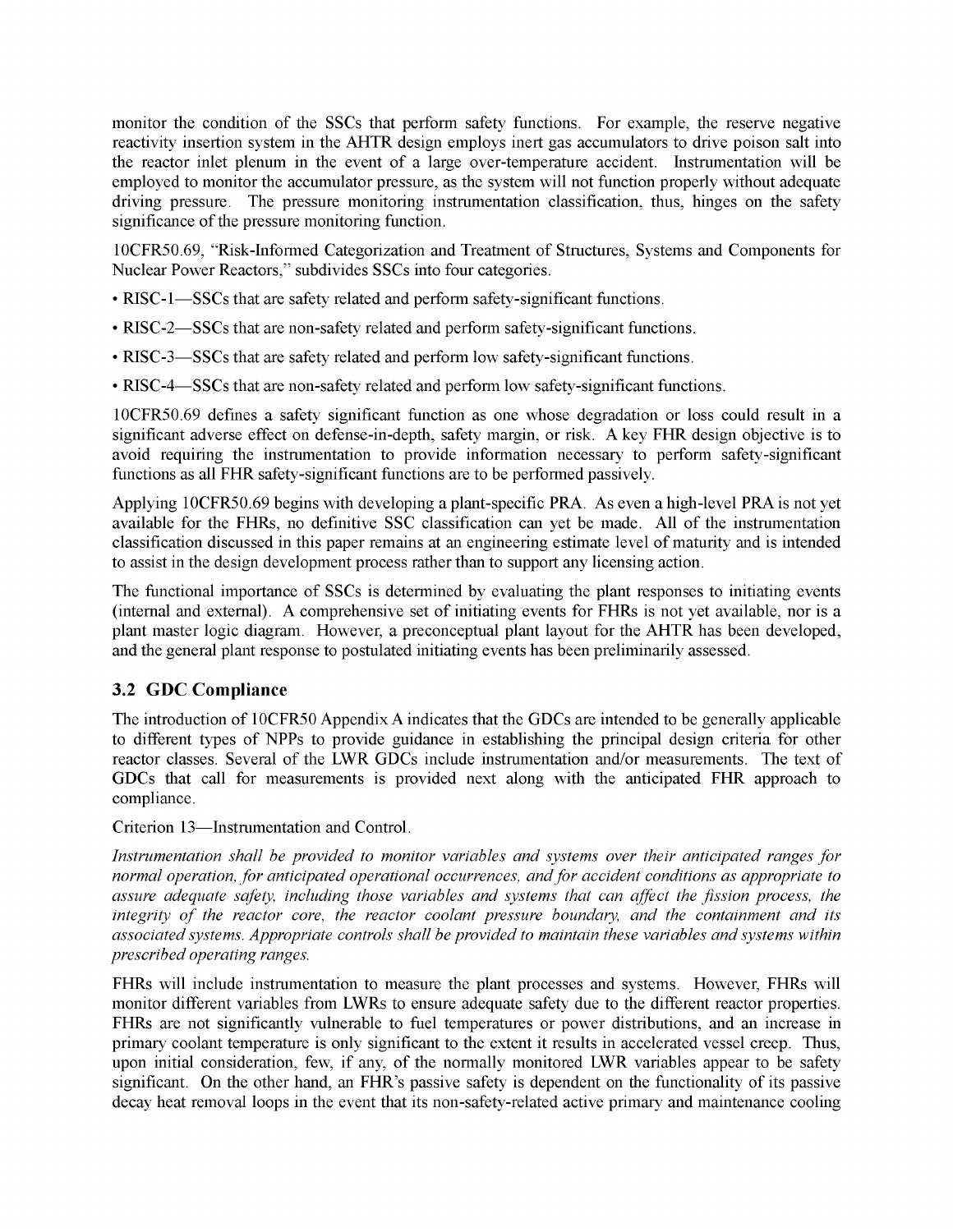monitor the condition of the SSCs that perform safety functions. For example, the reserve negative reactivity insertion system in the AHTR design employs inert gas accumulators to drive poison salt into the reactor inlet plenum in the event of a large over-temperature accident. Instrumentation will be employed to monitor the accumulator pressure, as the system will not function properly without adequate driving pressure. The pressure monitoring instrumentation classification, thus, hinges on the safety significance of the pressure monitoring function.

10CFR50.69, "Risk-Informed Categorization and Treatment of Structures, Systems and Components for Nuclear Power Reactors," subdivides SSCs into four categories.

- RISC-1—SSCs that are safety related and perform safety-significant functions.
- RISC-2—SSCs that are non-safety related and perform safety-significant functions.
- RISC-3—SSCs that are safety related and perform low safety-significant functions.
- RISC-4—SSCs that are non-safety related and perform low safety-significant functions.

10CFR50.69 defines a safety significant function as one whose degradation or loss could result in a significant adverse effect on defense-in-depth, safety margin, or risk. A key FHR design objective is to avoid requiring the instrumentation to provide information necessary to perform safety-significant functions as all FHR safety-significant functions are to be performed passively.

Applying 10CFR50.69 begins with developing a plant-specific PRA. As even a high-level PRA is not yet available for the FHRs, no definitive SSC classification can yet be made. All of the instrumentation classification discussed in this paper remains at an engineering estimate level of maturity and is intended to assist in the design development process rather than to support any licensing action.

The functional importance of SSCs is determined by evaluating the plant responses to initiating events (internal and external). A comprehensive set of initiating events for FHRs is not yet available, nor is a plant master logic diagram. However, a preconceptual plant layout for the AHTR has been developed, and the general plant response to postulated initiating events has been preliminarily assessed.

## 3.2 GDC Compliance

The introduction of 10CFR50 Appendix A indicates that the GDCs are intended to be generally applicable to different types of NPPs to provide guidance in establishing the principal design criteria for other reactor classes. Several of the LWR GDCs include instrumentation and/or measurements. The text of GDCs that call for measurements is provided next along with the anticipated FHR approach to compliance.

Criterion 13—Instrumentation and Control.

*Instrumentation shall be provided to monitor variables and systems over their anticipated ranges for normal operation, for anticipated operational occurrences, and for accident conditions as appropriate to assure adequate safety, including those variables and systems that can affect the fission process, the integrity of the reactor core, the reactor coolant pressure boundary, and the containment and its associated systems. Appropriate controls shall be provided to maintain these variables and systems within prescribed operating ranges.*

FHRs will include instrumentation to measure the plant processes and systems. However, FHRs will monitor different variables from LWRs to ensure adequate safety due to the different reactor properties. FHRs are not significantly vulnerable to fuel temperatures or power distributions, and an increase in primary coolant temperature is only significant to the extent it results in accelerated vessel creep. Thus, upon initial consideration, few, if any, of the normally monitored LWR variables appear to be safety significant. On the other hand, an FHR's passive safety is dependent on the functionality of its passive decay heat removal loops in the event that its non-safety-related active primary and maintenance cooling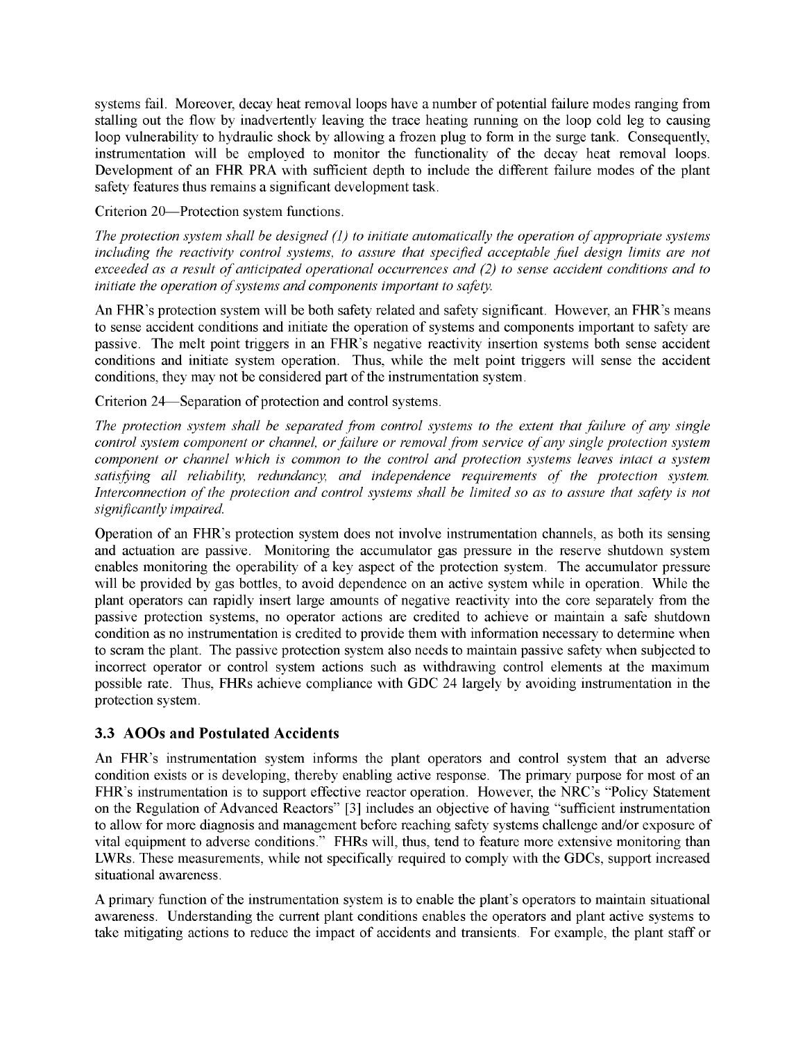systems fail. Moreover, decay heat removal loops have a number of potential failure modes ranging from stalling out the flow by inadvertently leaving the trace heating running on the loop cold leg to causing loop vulnerability to hydraulic shock by allowing a frozen plug to form in the surge tank. Consequently, instrumentation will be employed to monitor the functionality of the decay heat removal loops. Development of an FHR PRA with sufficient depth to include the different failure modes of the plant safety features thus remains a significant development task.

Criterion 20—Protection system functions.

*The protection system shall be designed (1) to initiate automatically the operation of appropriate systems including the reactivity control systems, to assure that specified acceptable fuel design limits are not exceeded as a result of anticipated operational occurrences and (2) to sense accident conditions and to initiate the operation of systems and components important to safety.*

An FHR's protection system will be both safety related and safety significant. However, an FHR's means to sense accident conditions and initiate the operation of systems and components important to safety are passive. The melt point triggers in an FHR's negative reactivity insertion systems both sense accident conditions and initiate system operation. Thus, while the melt point triggers will sense the accident conditions, they may not be considered part of the instrumentation system.

Criterion 24—Separation of protection and control systems.

*The protection system shall be separated from control systems to the extent that failure of any single control system component or channel, or failure or removal from service of any single protection system component or channel which is common to the control and protection systems leaves intact a system satisfying all reliability, redundancy, and independence requirements of the protection system. Interconnection of the protection and control systems shall be limited so as to assure that safety is not significantly impaired.*

Operation of an FHR's protection system does not involve instrumentation channels, as both its sensing and actuation are passive. Monitoring the accumulator gas pressure in the reserve shutdown system enables monitoring the operability of a key aspect of the protection system. The accumulator pressure will be provided by gas bottles, to avoid dependence on an active system while in operation. While the plant operators can rapidly insert large amounts of negative reactivity into the core separately from the passive protection systems, no operator actions are credited to achieve or maintain a safe shutdown condition as no instrumentation is credited to provide them with information necessary to determine when to scram the plant. The passive protection system also needs to maintain passive safety when subjected to incorrect operator or control system actions such as withdrawing control elements at the maximum possible rate. Thus, FHRs achieve compliance with GDC 24 largely by avoiding instrumentation in the protection system.

### 3.3 AOOs and Postulated Accidents

An FHR's instrumentation system informs the plant operators and control system that an adverse condition exists or is developing, thereby enabling active response. The primary purpose for most of an FHR's instrumentation is to support effective reactor operation. However, the NRC's "Policy Statement on the Regulation of Advanced Reactors" [3] includes an objective of having "sufficient instrumentation to allow for more diagnosis and management before reaching safety systems challenge and/or exposure of vital equipment to adverse conditions." FHRs will, thus, tend to feature more extensive monitoring than LWRs. These measurements, while not specifically required to comply with the GDCs, support increased situational awareness.

A primary function of the instrumentation system is to enable the plant's operators to maintain situational awareness. Understanding the current plant conditions enables the operators and plant active systems to take mitigating actions to reduce the impact of accidents and transients. For example, the plant staff or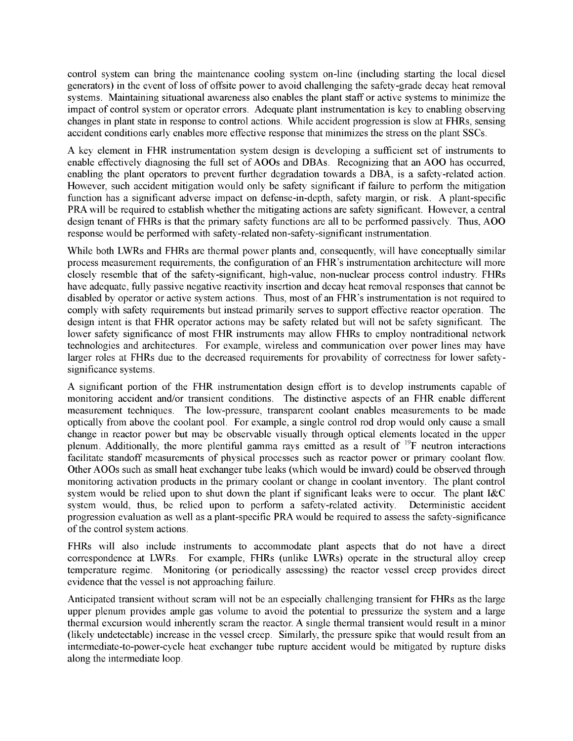control system can bring the maintenance cooling system on-line (including starting the local diesel generators) in the event of loss of offsite power to avoid challenging the safety-grade decay heat removal systems. Maintaining situational awareness also enables the plant staff or active systems to minimize the impact of control system or operator errors. Adequate plant instrumentation is key to enabling observing changes in plant state in response to control actions. While accident progression is slow at FHRs, sensing accident conditions early enables more effective response that minimizes the stress on the plant SSCs.

A key element in FHR instrumentation system design is developing a sufficient set of instruments to enable effectively diagnosing the full set of AOOs and DBAs. Recognizing that an AOO has occurred, enabling the plant operators to prevent further degradation towards a DBA, is a safety-related action. However, such accident mitigation would only be safety significant if failure to perform the mitigation function has a significant adverse impact on defense-in-depth, safety margin, or risk. A plant-specific PRA will be required to establish whether the mitigating actions are safety significant. However, a central design tenant of FHRs is that the primary safety functions are all to be performed passively. Thus, AOO response would be performed with safety-related non-safety-significant instrumentation.

While both LWRs and FHRs are thermal power plants and, consequently, will have conceptually similar process measurement requirements, the configuration of an FHR's instrumentation architecture will more closely resemble that of the safety-significant, high-value, non-nuclear process control industry. FHRs have adequate, fully passive negative reactivity insertion and decay heat removal responses that cannot be disabled by operator or active system actions. Thus, most of an FHR's instrumentation is not required to comply with safety requirements but instead primarily serves to support effective reactor operation. The design intent is that FHR operator actions may be safety related but will not be safety significant. The lower safety significance of most FHR instruments may allow FHRs to employ nontraditional network technologies and architectures. For example, wireless and communication over power lines may have larger roles at FHRs due to the decreased requirements for provability of correctness for lower safety-significance systems.

A significant portion of the FHR instrumentation design effort is to develop instruments capable of monitoring accident and/or transient conditions. The distinctive aspects of an FHR enable different measurement techniques. The low-pressure, transparent coolant enables measurements to be made optically from above the coolant pool. For example, a single control rod drop would only cause a small change in reactor power but may be observable visually through optical elements located in the upper plenum. Additionally, the more plentiful gamma rays emitted as a result of $^{19}F$ neutron interactions facilitate standoff measurements of physical processes such as reactor power or primary coolant flow. Other AOOs such as small heat exchanger tube leaks (which would be inward) could be observed through monitoring activation products in the primary coolant or change in coolant inventory. The plant control system would be relied upon to shut down the plant if significant leaks were to occur. The plant I&C system would, thus, be relied upon to perform a safety-related activity. Deterministic accident progression evaluation as well as a plant-specific PRA would be required to assess the safety-significance of the control system actions.

FHRs will also include instruments to accommodate plant aspects that do not have a direct correspondence at LWRs. For example, FHRs (unlike LWRs) operate in the structural alloy creep temperature regime. Monitoring (or periodically assessing) the reactor vessel creep provides direct evidence that the vessel is not approaching failure.

Anticipated transient without scram will not be an especially challenging transient for FHRs as the large upper plenum provides ample gas volume to avoid the potential to pressurize the system and a large thermal excursion would inherently scram the reactor. A single thermal transient would result in a minor (likely undetectable) increase in the vessel creep. Similarly, the pressure spike that would result from an intermediate-to-power-cycle heat exchanger tube rupture accident would be mitigated by rupture disks along the intermediate loop.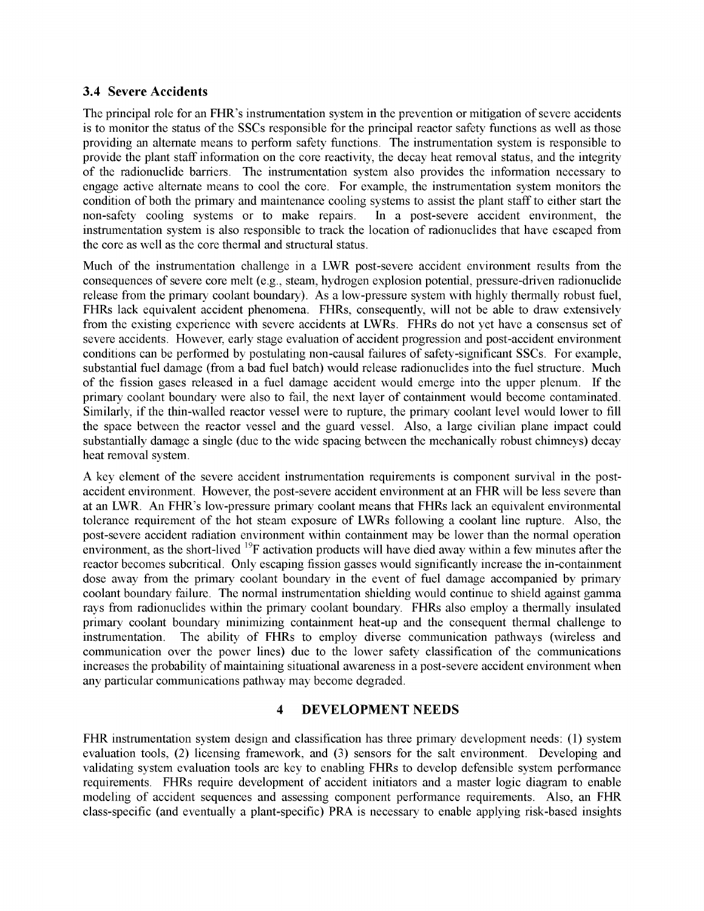### 3.4 Severe Accidents

The principal role for an FHR's instrumentation system in the prevention or mitigation of severe accidents is to monitor the status of the SSCs responsible for the principal reactor safety functions as well as those providing an alternate means to perform safety functions. The instrumentation system is responsible to provide the plant staff information on the core reactivity, the decay heat removal status, and the integrity of the radionuclide barriers. The instrumentation system also provides the information necessary to engage active alternate means to cool the core. For example, the instrumentation system monitors the condition of both the primary and maintenance cooling systems to assist the plant staff to either start the non-safety cooling systems or to make repairs. In a post-severe accident environment, the instrumentation system is also responsible to track the location of radionuclides that have escaped from the core as well as the core thermal and structural status.

Much of the instrumentation challenge in a LWR post-severe accident environment results from the consequences of severe core melt (e.g., steam, hydrogen explosion potential, pressure-driven radionuclide release from the primary coolant boundary). As a low-pressure system with highly thermally robust fuel, FHRs lack equivalent accident phenomena. FHRs, consequently, will not be able to draw extensively from the existing experience with severe accidents at LWRs. FHRs do not yet have a consensus set of severe accidents. However, early stage evaluation of accident progression and post-accident environment conditions can be performed by postulating non-causal failures of safety-significant SSCs. For example, substantial fuel damage (from a bad fuel batch) would release radionuclides into the fuel structure. Much of the fission gases released in a fuel damage accident would emerge into the upper plenum. If the primary coolant boundary were also to fail, the next layer of containment would become contaminated. Similarly, if the thin-walled reactor vessel were to rupture, the primary coolant level would lower to fill the space between the reactor vessel and the guard vessel. Also, a large civilian plane impact could substantially damage a single (due to the wide spacing between the mechanically robust chimneys) decay heat removal system.

A key element of the severe accident instrumentation requirements is component survival in the post-accident environment. However, the post-severe accident environment at an FHR will be less severe than at an LWR. An FHR's low-pressure primary coolant means that FHRs lack an equivalent environmental tolerance requirement of the hot steam exposure of LWRs following a coolant line rupture. Also, the post-severe accident radiation environment within containment may be lower than the normal operation environment, as the short-lived $^{19}$F activation products will have died away within a few minutes after the reactor becomes subcritical. Only escaping fission gasses would significantly increase the in-containment dose away from the primary coolant boundary in the event of fuel damage accompanied by primary coolant boundary failure. The normal instrumentation shielding would continue to shield against gamma rays from radionuclides within the primary coolant boundary. FHRs also employ a thermally insulated primary coolant boundary minimizing containment heat-up and the consequent thermal challenge to instrumentation. The ability of FHRs to employ diverse communication pathways (wireless and communication over the power lines) due to the lower safety classification of the communications increases the probability of maintaining situational awareness in a post-severe accident environment when any particular communications pathway may become degraded.

## 4 DEVELOPMENT NEEDS

FHR instrumentation system design and classification has three primary development needs: (1) system evaluation tools, (2) licensing framework, and (3) sensors for the salt environment. Developing and validating system evaluation tools are key to enabling FHRs to develop defensible system performance requirements. FHRs require development of accident initiators and a master logic diagram to enable modeling of accident sequences and assessing component performance requirements. Also, an FHR class-specific (and eventually a plant-specific) PRA is necessary to enable applying risk-based insights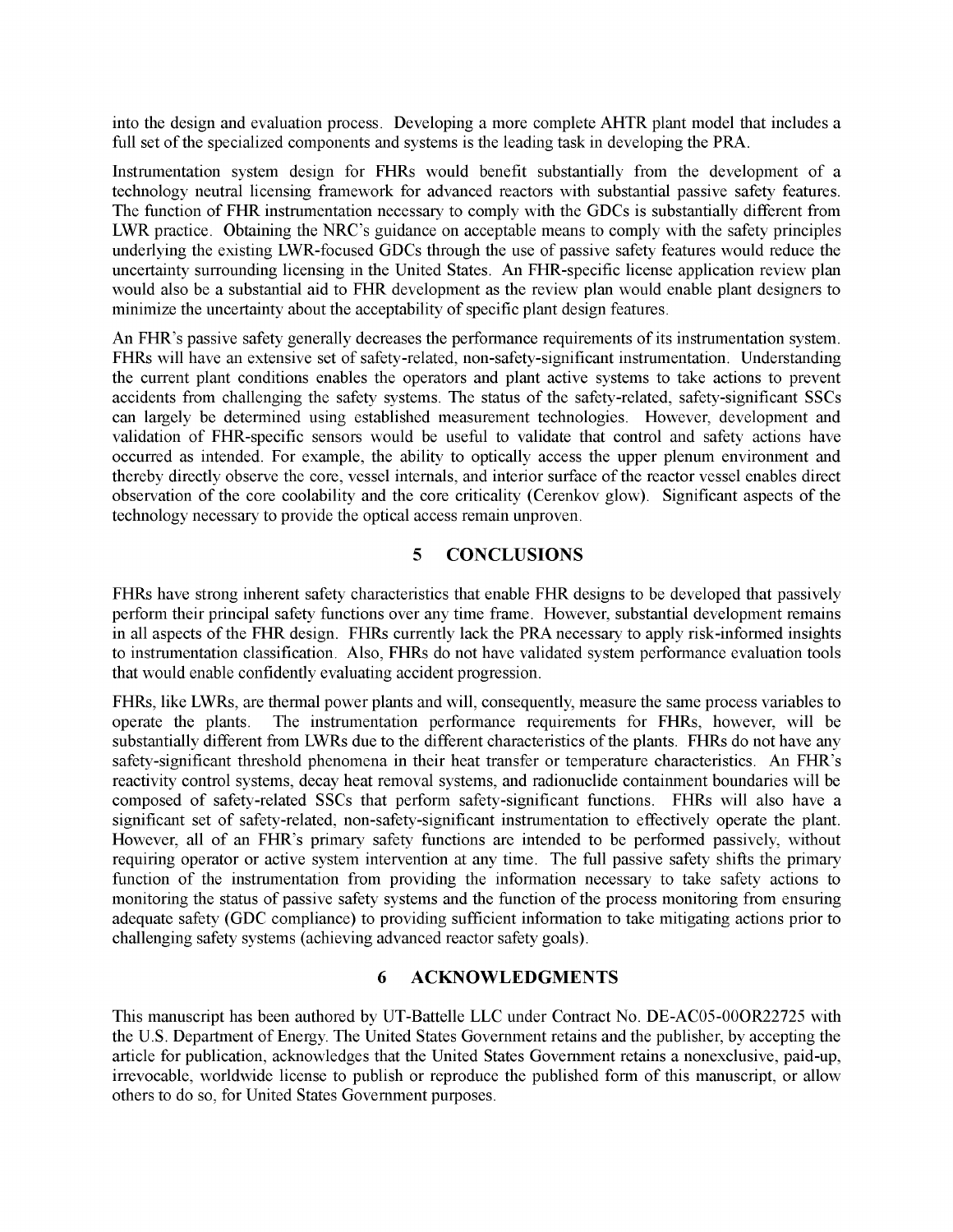into the design and evaluation process. Developing a more complete AHTR plant model that includes a full set of the specialized components and systems is the leading task in developing the PRA.

Instrumentation system design for FHRs would benefit substantially from the development of a technology neutral licensing framework for advanced reactors with substantial passive safety features. The function of FHR instrumentation necessary to comply with the GDCs is substantially different from LWR practice. Obtaining the NRC's guidance on acceptable means to comply with the safety principles underlying the existing LWR-focused GDCs through the use of passive safety features would reduce the uncertainty surrounding licensing in the United States. An FHR-specific license application review plan would also be a substantial aid to FHR development as the review plan would enable plant designers to minimize the uncertainty about the acceptability of specific plant design features.

An FHR's passive safety generally decreases the performance requirements of its instrumentation system. FHRs will have an extensive set of safety-related, non-safety-significant instrumentation. Understanding the current plant conditions enables the operators and plant active systems to take actions to prevent accidents from challenging the safety systems. The status of the safety-related, safety-significant SSCs can largely be determined using established measurement technologies. However, development and validation of FHR-specific sensors would be useful to validate that control and safety actions have occurred as intended. For example, the ability to optically access the upper plenum environment and thereby directly observe the core, vessel internals, and interior surface of the reactor vessel enables direct observation of the core coolability and the core criticality (Cerenkov glow). Significant aspects of the technology necessary to provide the optical access remain unproven.

## 5 CONCLUSIONS

FHRs have strong inherent safety characteristics that enable FHR designs to be developed that passively perform their principal safety functions over any time frame. However, substantial development remains in all aspects of the FHR design. FHRs currently lack the PRA necessary to apply risk-informed insights to instrumentation classification. Also, FHRs do not have validated system performance evaluation tools that would enable confidently evaluating accident progression.

FHRs, like LWRs, are thermal power plants and will, consequently, measure the same process variables to operate the plants. The instrumentation performance requirements for FHRs, however, will be substantially different from LWRs due to the different characteristics of the plants. FHRs do not have any safety-significant threshold phenomena in their heat transfer or temperature characteristics. An FHR's reactivity control systems, decay heat removal systems, and radionuclide containment boundaries will be composed of safety-related SSCs that perform safety-significant functions. FHRs will also have a significant set of safety-related, non-safety-significant instrumentation to effectively operate the plant. However, all of an FHR's primary safety functions are intended to be performed passively, without requiring operator or active system intervention at any time. The full passive safety shifts the primary function of the instrumentation from providing the information necessary to take safety actions to monitoring the status of passive safety systems and the function of the process monitoring from ensuring adequate safety (GDC compliance) to providing sufficient information to take mitigating actions prior to challenging safety systems (achieving advanced reactor safety goals).

## 6 ACKNOWLEDGMENTS

This manuscript has been authored by UT-Battelle LLC under Contract No. DE-AC05-00OR22725 with the U.S. Department of Energy. The United States Government retains and the publisher, by accepting the article for publication, acknowledges that the United States Government retains a nonexclusive, paid-up, irrevocable, worldwide license to publish or reproduce the published form of this manuscript, or allow others to do so, for United States Government purposes.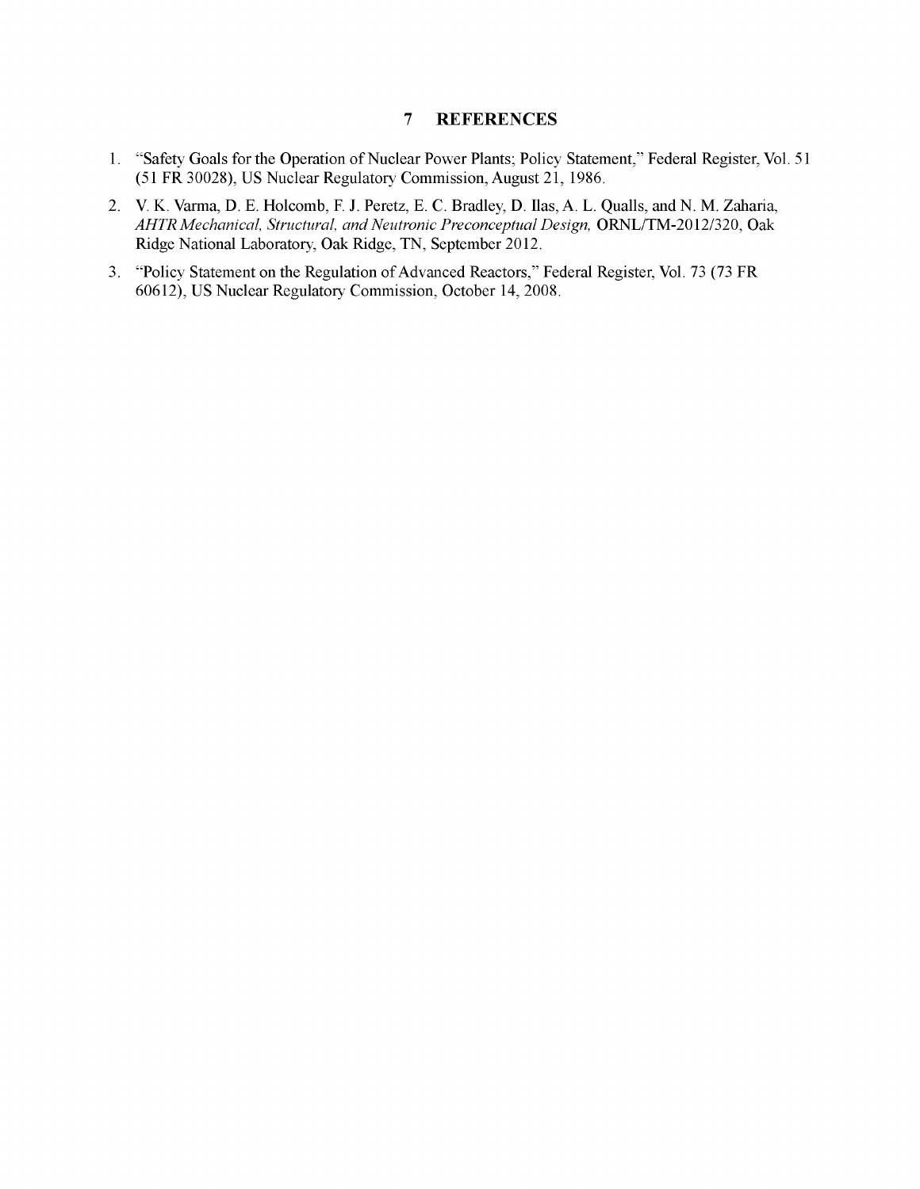# 7 REFERENCES

1. "Safety Goals for the Operation of Nuclear Power Plants; Policy Statement," Federal Register, Vol. 51 (51 FR 30028), US Nuclear Regulatory Commission, August 21, 1986.
2. V. K. Varma, D. E. Holcomb, F. J. Peretz, E. C. Bradley, D. Ilas, A. L. Qualls, and N. M. Zaharia, *AHTR Mechanical, Structural, and Neutronic Preconceptual Design,* ORNL/TM-2012/320, Oak Ridge National Laboratory, Oak Ridge, TN, September 2012.
3. "Policy Statement on the Regulation of Advanced Reactors," Federal Register, Vol. 73 (73 FR 60612), US Nuclear Regulatory Commission, October 14, 2008.